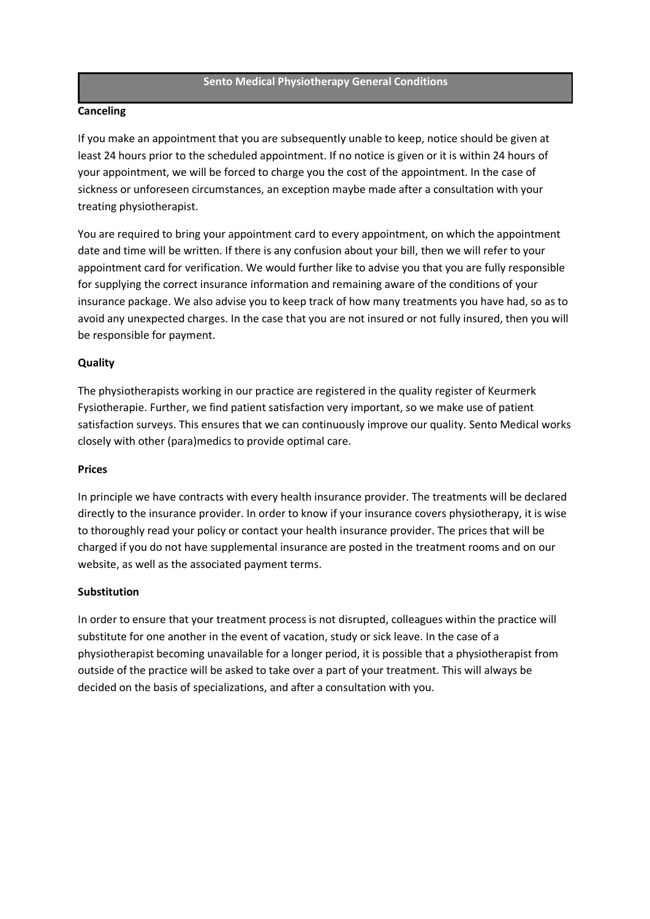# Sento Medical Physiotherapy General Conditions

## Canceling

If you make an appointment that you are subsequently unable to keep, notice should be given at least 24 hours prior to the scheduled appointment. If no notice is given or it is within 24 hours of your appointment, we will be forced to charge you the cost of the appointment. In the case of sickness or unforeseen circumstances, an exception maybe made after a consultation with your treating physiotherapist.

You are required to bring your appointment card to every appointment, on which the appointment date and time will be written. If there is any confusion about your bill, then we will refer to your appointment card for verification. We would further like to advise you that you are fully responsible for supplying the correct insurance information and remaining aware of the conditions of your insurance package. We also advise you to keep track of how many treatments you have had, so as to avoid any unexpected charges. In the case that you are not insured or not fully insured, then you will be responsible for payment.

## Quality

The physiotherapists working in our practice are registered in the quality register of Keurmerk Fysiotherapie. Further, we find patient satisfaction very important, so we make use of patient satisfaction surveys. This ensures that we can continuously improve our quality. Sento Medical works closely with other (para)medics to provide optimal care.

## Prices

In principle we have contracts with every health insurance provider. The treatments will be declared directly to the insurance provider. In order to know if your insurance covers physiotherapy, it is wise to thoroughly read your policy or contact your health insurance provider. The prices that will be charged if you do not have supplemental insurance are posted in the treatment rooms and on our website, as well as the associated payment terms.

## Substitution

In order to ensure that your treatment process is not disrupted, colleagues within the practice will substitute for one another in the event of vacation, study or sick leave. In the case of a physiotherapist becoming unavailable for a longer period, it is possible that a physiotherapist from outside of the practice will be asked to take over a part of your treatment. This will always be decided on the basis of specializations, and after a consultation with you.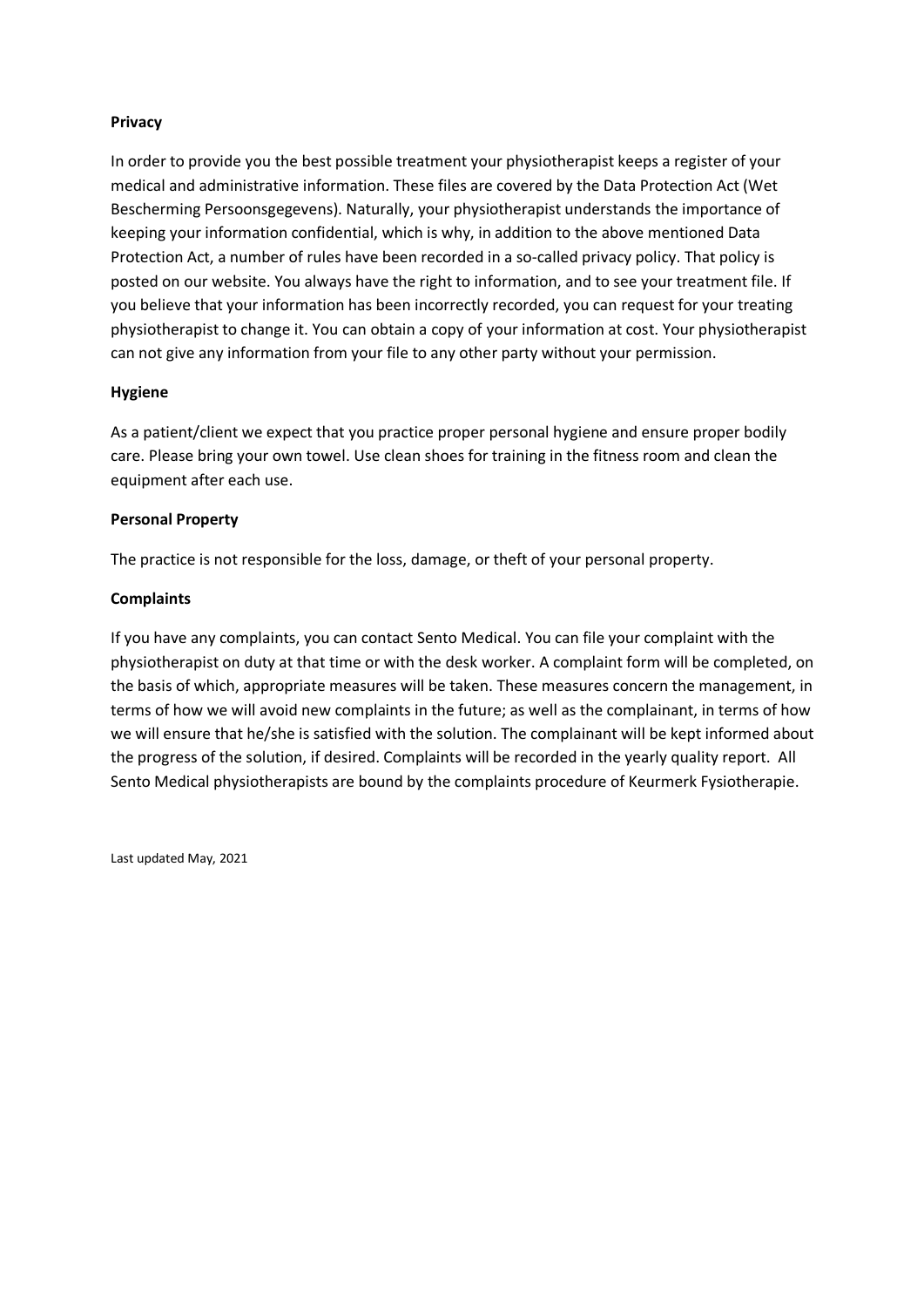**Privacy**

In order to provide you the best possible treatment your physiotherapist keeps a register of your medical and administrative information. These files are covered by the Data Protection Act (Wet Bescherming Persoonsgegevens). Naturally, your physiotherapist understands the importance of keeping your information confidential, which is why, in addition to the above mentioned Data Protection Act, a number of rules have been recorded in a so-called privacy policy. That policy is posted on our website. You always have the right to information, and to see your treatment file. If you believe that your information has been incorrectly recorded, you can request for your treating physiotherapist to change it. You can obtain a copy of your information at cost. Your physiotherapist can not give any information from your file to any other party without your permission.

**Hygiene**

As a patient/client we expect that you practice proper personal hygiene and ensure proper bodily care. Please bring your own towel. Use clean shoes for training in the fitness room and clean the equipment after each use.

**Personal Property**

The practice is not responsible for the loss, damage, or theft of your personal property.

**Complaints**

If you have any complaints, you can contact Sento Medical. You can file your complaint with the physiotherapist on duty at that time or with the desk worker. A complaint form will be completed, on the basis of which, appropriate measures will be taken. These measures concern the management, in terms of how we will avoid new complaints in the future; as well as the complainant, in terms of how we will ensure that he/she is satisfied with the solution. The complainant will be kept informed about the progress of the solution, if desired. Complaints will be recorded in the yearly quality report. All Sento Medical physiotherapists are bound by the complaints procedure of Keurmerk Fysiotherapie.

Last updated May, 2021